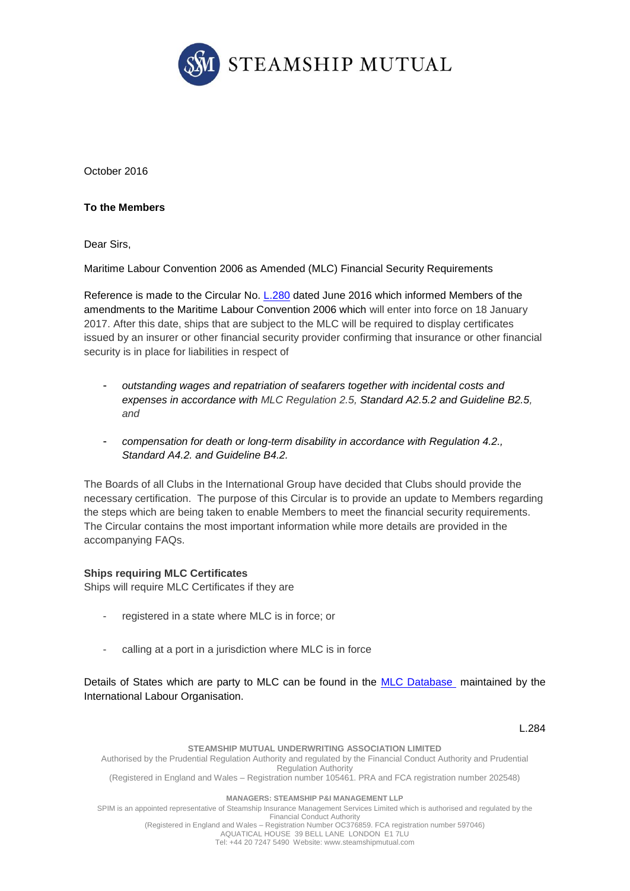STEAMSHIP MUTUAL

October 2016

**To the Members**

Dear Sirs,

Maritime Labour Convention 2006 as Amended (MLC) Financial Security Requirements

Reference is made to the Circular No. L.280 dated June 2016 which informed Members of the amendments to the Maritime Labour Convention 2006 which will enter into force on 18 January 2017. After this date, ships that are subject to the MLC will be required to display certificates issued by an insurer or other financial security provider confirming that insurance or other financial security is in place for liabilities in respect of

- *outstanding wages and repatriation of seafarers together with incidental costs and expenses in accordance with MLC Regulation 2.5, Standard A2.5.2 and Guideline B2.5, and*
- *compensation for death or long-term disability in accordance with Regulation 4.2., Standard A4.2. and Guideline B4.2.*

The Boards of all Clubs in the International Group have decided that Clubs should provide the necessary certification. The purpose of this Circular is to provide an update to Members regarding the steps which are being taken to enable Members to meet the financial security requirements. The Circular contains the most important information while more details are provided in the accompanying FAQs.

**Ships requiring MLC Certificates**

Ships will require MLC Certificates if they are

- registered in a state where MLC is in force; or
- calling at a port in a jurisdiction where MLC is in force

Details of States which are party to MLC can be found in the MLC Database maintained by the International Labour Organisation.

L.284

**STEAMSHIP MUTUAL UNDERWRITING ASSOCIATION LIMITED**
Authorised by the Prudential Regulation Authority and regulated by the Financial Conduct Authority and Prudential Regulation Authority
(Registered in England and Wales – Registration number 105461. PRA and FCA registration number 202548)

**MANAGERS: STEAMSHIP P&I MANAGEMENT LLP**
SPIM is an appointed representative of Steamship Insurance Management Services Limited which is authorised and regulated by the Financial Conduct Authority
(Registered in England and Wales – Registration Number OC376859. FCA registration number 597046)
AQUATICAL HOUSE 39 BELL LANE LONDON E1 7LU
Tel: +44 20 7247 5490 Website: www.steamshipmutual.com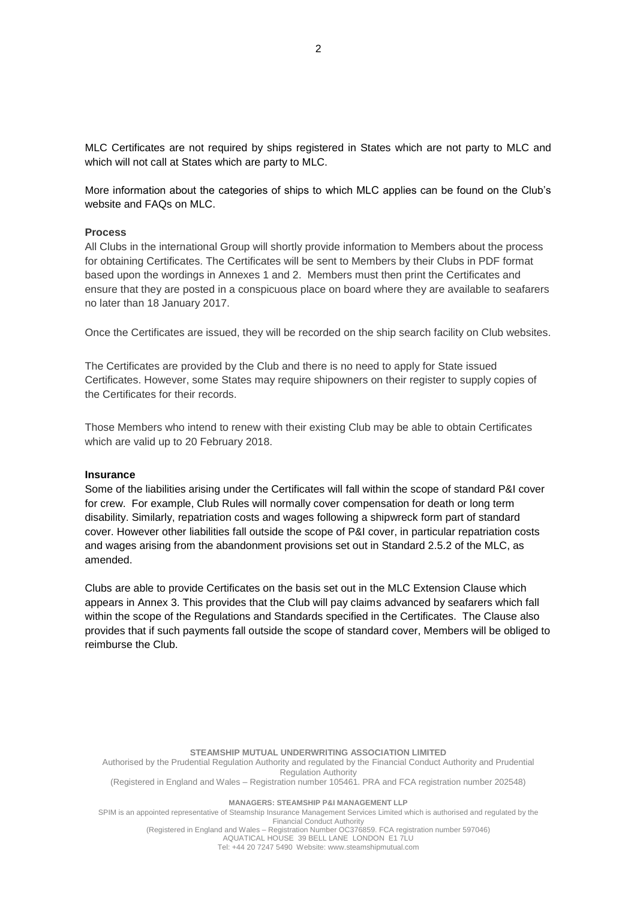MLC Certificates are not required by ships registered in States which are not party to MLC and which will not call at States which are party to MLC.

More information about the categories of ships to which MLC applies can be found on the Club's website and FAQs on MLC.

**Process**

All Clubs in the international Group will shortly provide information to Members about the process for obtaining Certificates. The Certificates will be sent to Members by their Clubs in PDF format based upon the wordings in Annexes 1 and 2. Members must then print the Certificates and ensure that they are posted in a conspicuous place on board where they are available to seafarers no later than 18 January 2017.

Once the Certificates are issued, they will be recorded on the ship search facility on Club websites.

The Certificates are provided by the Club and there is no need to apply for State issued Certificates. However, some States may require shipowners on their register to supply copies of the Certificates for their records.

Those Members who intend to renew with their existing Club may be able to obtain Certificates which are valid up to 20 February 2018.

**Insurance**

Some of the liabilities arising under the Certificates will fall within the scope of standard P&I cover for crew. For example, Club Rules will normally cover compensation for death or long term disability. Similarly, repatriation costs and wages following a shipwreck form part of standard cover. However other liabilities fall outside the scope of P&I cover, in particular repatriation costs and wages arising from the abandonment provisions set out in Standard 2.5.2 of the MLC, as amended.

Clubs are able to provide Certificates on the basis set out in the MLC Extension Clause which appears in Annex 3. This provides that the Club will pay claims advanced by seafarers which fall within the scope of the Regulations and Standards specified in the Certificates. The Clause also provides that if such payments fall outside the scope of standard cover, Members will be obliged to reimburse the Club.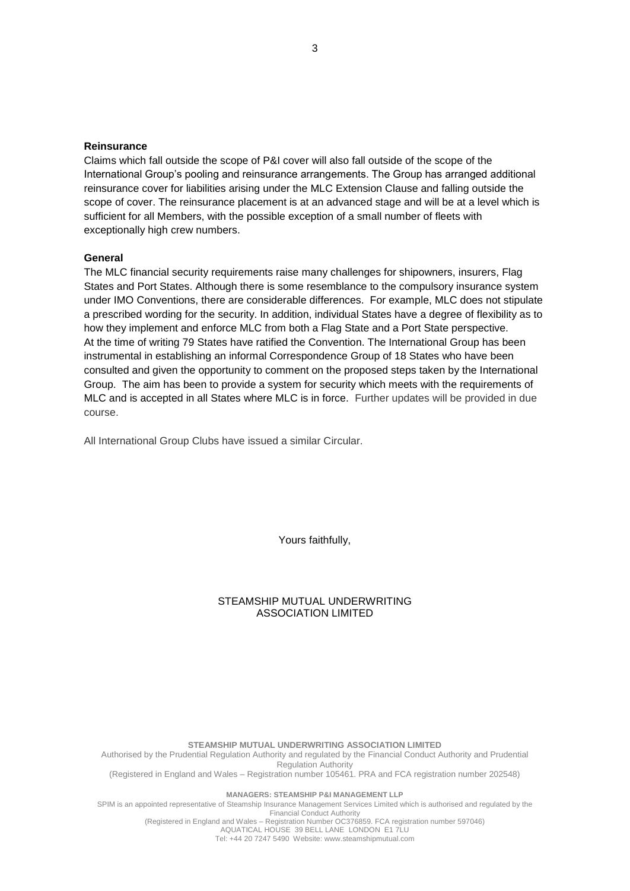**Reinsurance**

Claims which fall outside the scope of P&I cover will also fall outside of the scope of the International Group's pooling and reinsurance arrangements. The Group has arranged additional reinsurance cover for liabilities arising under the MLC Extension Clause and falling outside the scope of cover. The reinsurance placement is at an advanced stage and will be at a level which is sufficient for all Members, with the possible exception of a small number of fleets with exceptionally high crew numbers.

**General**

The MLC financial security requirements raise many challenges for shipowners, insurers, Flag States and Port States. Although there is some resemblance to the compulsory insurance system under IMO Conventions, there are considerable differences. For example, MLC does not stipulate a prescribed wording for the security. In addition, individual States have a degree of flexibility as to how they implement and enforce MLC from both a Flag State and a Port State perspective. At the time of writing 79 States have ratified the Convention. The International Group has been instrumental in establishing an informal Correspondence Group of 18 States who have been consulted and given the opportunity to comment on the proposed steps taken by the International Group. The aim has been to provide a system for security which meets with the requirements of MLC and is accepted in all States where MLC is in force. Further updates will be provided in due course.

All International Group Clubs have issued a similar Circular.

Yours faithfully,

STEAMSHIP MUTUAL UNDERWRITING ASSOCIATION LIMITED

**STEAMSHIP MUTUAL UNDERWRITING ASSOCIATION LIMITED**
Authorised by the Prudential Regulation Authority and regulated by the Financial Conduct Authority and Prudential Regulation Authority
(Registered in England and Wales – Registration number 105461. PRA and FCA registration number 202548)

**MANAGERS: STEAMSHIP P&I MANAGEMENT LLP**
SPIM is an appointed representative of Steamship Insurance Management Services Limited which is authorised and regulated by the Financial Conduct Authority
(Registered in England and Wales – Registration Number OC376859. FCA registration number 597046)
AQUATICAL HOUSE 39 BELL LANE LONDON E1 7LU
Tel: +44 20 7247 5490 Website: www.steamshipmutual.com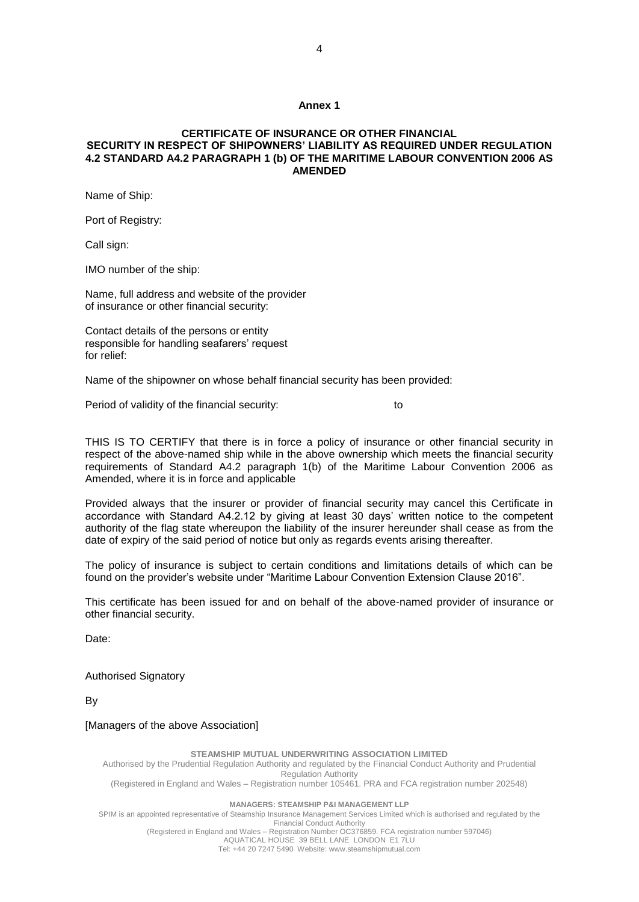## Annex 1

### CERTIFICATE OF INSURANCE OR OTHER FINANCIAL SECURITY IN RESPECT OF SHIPOWNERS' LIABILITY AS REQUIRED UNDER REGULATION 4.2 STANDARD A4.2 PARAGRAPH 1 (b) OF THE MARITIME LABOUR CONVENTION 2006 AS AMENDED

Name of Ship:

Port of Registry:

Call sign:

IMO number of the ship:

Name, full address and website of the provider of insurance or other financial security:

Contact details of the persons or entity responsible for handling seafarers' request for relief:

Name of the shipowner on whose behalf financial security has been provided:

Period of validity of the financial security: to

THIS IS TO CERTIFY that there is in force a policy of insurance or other financial security in respect of the above-named ship while in the above ownership which meets the financial security requirements of Standard A4.2 paragraph 1(b) of the Maritime Labour Convention 2006 as Amended, where it is in force and applicable

Provided always that the insurer or provider of financial security may cancel this Certificate in accordance with Standard A4.2.12 by giving at least 30 days' written notice to the competent authority of the flag state whereupon the liability of the insurer hereunder shall cease as from the date of expiry of the said period of notice but only as regards events arising thereafter.

The policy of insurance is subject to certain conditions and limitations details of which can be found on the provider's website under "Maritime Labour Convention Extension Clause 2016".

This certificate has been issued for and on behalf of the above-named provider of insurance or other financial security.

Date:

Authorised Signatory

By

[Managers of the above Association]

**STEAMSHIP MUTUAL UNDERWRITING ASSOCIATION LIMITED**
Authorised by the Prudential Regulation Authority and regulated by the Financial Conduct Authority and Prudential Regulation Authority
(Registered in England and Wales – Registration number 105461. PRA and FCA registration number 202548)

**MANAGERS: STEAMSHIP P&I MANAGEMENT LLP**
SPIM is an appointed representative of Steamship Insurance Management Services Limited which is authorised and regulated by the Financial Conduct Authority
(Registered in England and Wales – Registration Number OC376859. FCA registration number 597046)
AQUATICAL HOUSE 39 BELL LANE LONDON E1 7LU
Tel: +44 20 7247 5490 Website: www.steamshipmutual.com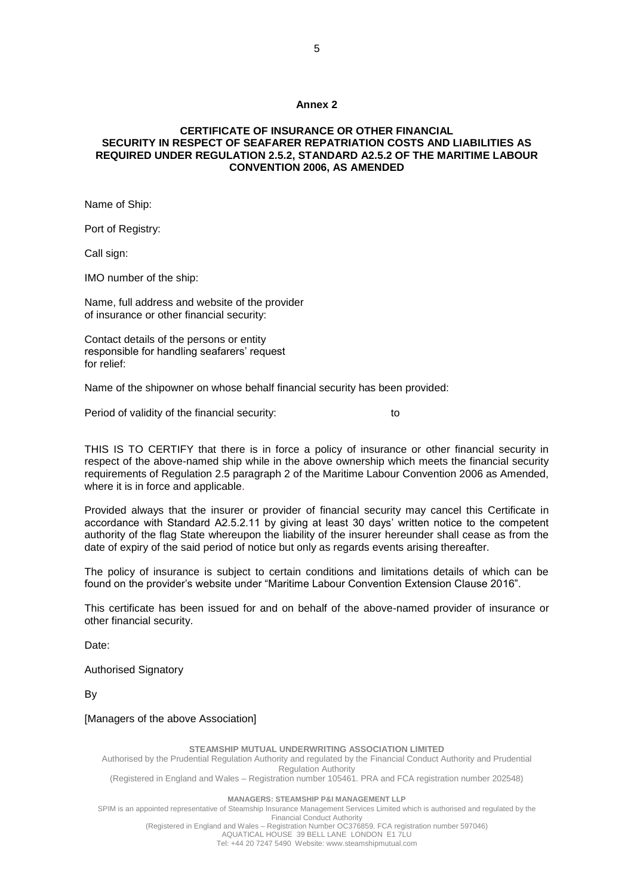## Annex 2

### CERTIFICATE OF INSURANCE OR OTHER FINANCIAL SECURITY IN RESPECT OF SEAFARER REPATRIATION COSTS AND LIABILITIES AS REQUIRED UNDER REGULATION 2.5.2, STANDARD A2.5.2 OF THE MARITIME LABOUR CONVENTION 2006, AS AMENDED

Name of Ship:

Port of Registry:

Call sign:

IMO number of the ship:

Name, full address and website of the provider of insurance or other financial security:

Contact details of the persons or entity responsible for handling seafarers' request for relief:

Name of the shipowner on whose behalf financial security has been provided:

Period of validity of the financial security: to

THIS IS TO CERTIFY that there is in force a policy of insurance or other financial security in respect of the above-named ship while in the above ownership which meets the financial security requirements of Regulation 2.5 paragraph 2 of the Maritime Labour Convention 2006 as Amended, where it is in force and applicable.

Provided always that the insurer or provider of financial security may cancel this Certificate in accordance with Standard A2.5.2.11 by giving at least 30 days' written notice to the competent authority of the flag State whereupon the liability of the insurer hereunder shall cease as from the date of expiry of the said period of notice but only as regards events arising thereafter.

The policy of insurance is subject to certain conditions and limitations details of which can be found on the provider's website under "Maritime Labour Convention Extension Clause 2016".

This certificate has been issued for and on behalf of the above-named provider of insurance or other financial security.

Date:

Authorised Signatory

By

[Managers of the above Association]

**STEAMSHIP MUTUAL UNDERWRITING ASSOCIATION LIMITED**
Authorised by the Prudential Regulation Authority and regulated by the Financial Conduct Authority and Prudential Regulation Authority
(Registered in England and Wales – Registration number 105461. PRA and FCA registration number 202548)

**MANAGERS: STEAMSHIP P&I MANAGEMENT LLP**
SPIM is an appointed representative of Steamship Insurance Management Services Limited which is authorised and regulated by the Financial Conduct Authority
(Registered in England and Wales – Registration Number OC376859. FCA registration number 597046)
AQUATICAL HOUSE 39 BELL LANE LONDON E1 7LU
Tel: +44 20 7247 5490 Website: www.steamshipmutual.com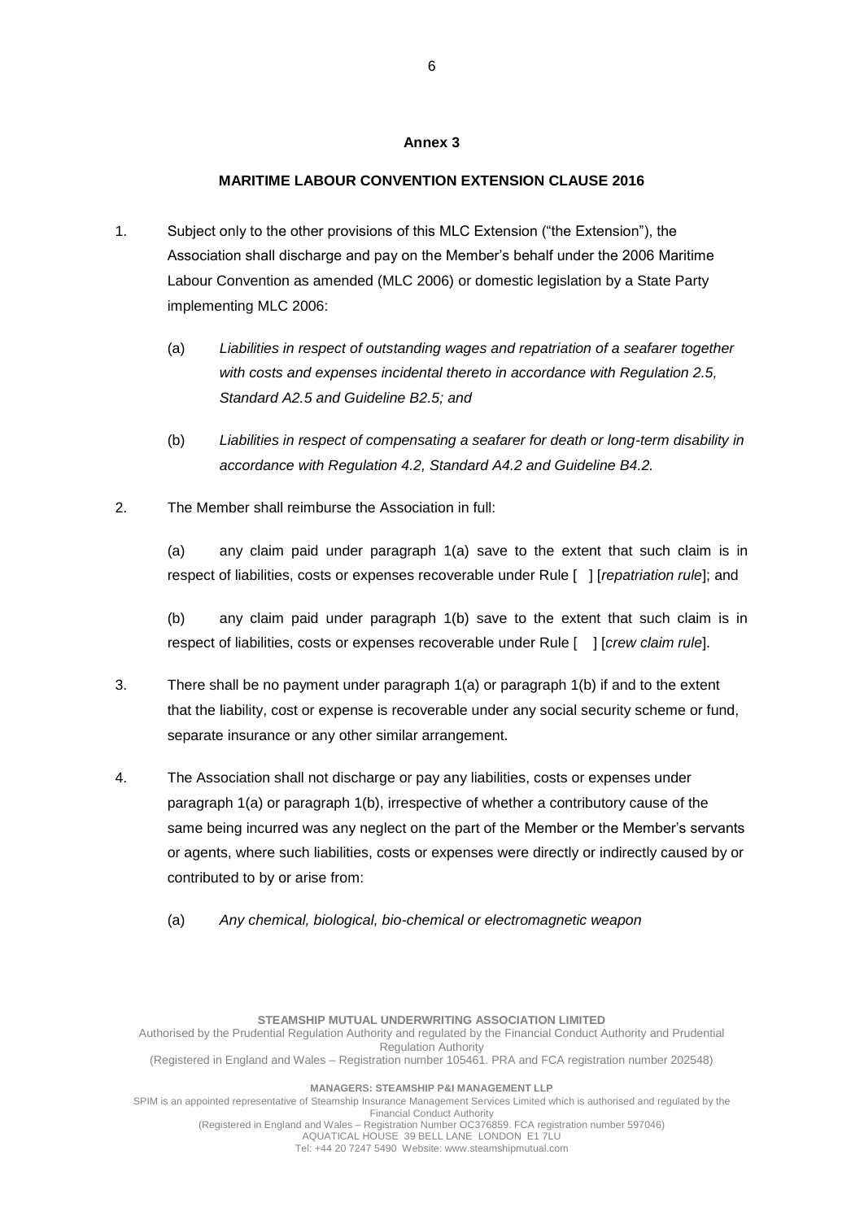**Annex 3**

**MARITIME LABOUR CONVENTION EXTENSION CLAUSE 2016**

1. Subject only to the other provisions of this MLC Extension ("the Extension"), the Association shall discharge and pay on the Member's behalf under the 2006 Maritime Labour Convention as amended (MLC 2006) or domestic legislation by a State Party implementing MLC 2006:

   (a) *Liabilities in respect of outstanding wages and repatriation of a seafarer together with costs and expenses incidental thereto in accordance with Regulation 2.5, Standard A2.5 and Guideline B2.5; and*

   (b) *Liabilities in respect of compensating a seafarer for death or long-term disability in accordance with Regulation 4.2, Standard A4.2 and Guideline B4.2.*

2. The Member shall reimburse the Association in full:

   (a) any claim paid under paragraph 1(a) save to the extent that such claim is in respect of liabilities, costs or expenses recoverable under Rule [ ] [*repatriation rule*]; and

   (b) any claim paid under paragraph 1(b) save to the extent that such claim is in respect of liabilities, costs or expenses recoverable under Rule [ ] [*crew claim rule*].

3. There shall be no payment under paragraph 1(a) or paragraph 1(b) if and to the extent that the liability, cost or expense is recoverable under any social security scheme or fund, separate insurance or any other similar arrangement.

4. The Association shall not discharge or pay any liabilities, costs or expenses under paragraph 1(a) or paragraph 1(b), irrespective of whether a contributory cause of the same being incurred was any neglect on the part of the Member or the Member's servants or agents, where such liabilities, costs or expenses were directly or indirectly caused by or contributed to by or arise from:

   (a) *Any chemical, biological, bio-chemical or electromagnetic weapon*

**STEAMSHIP MUTUAL UNDERWRITING ASSOCIATION LIMITED**
Authorised by the Prudential Regulation Authority and regulated by the Financial Conduct Authority and Prudential Regulation Authority
(Registered in England and Wales – Registration number 105461. PRA and FCA registration number 202548)

**MANAGERS: STEAMSHIP P&I MANAGEMENT LLP**
SPIM is an appointed representative of Steamship Insurance Management Services Limited which is authorised and regulated by the Financial Conduct Authority
(Registered in England and Wales – Registration Number OC376859. FCA registration number 597046)
AQUATICAL HOUSE 39 BELL LANE LONDON E1 7LU
Tel: +44 20 7247 5490 Website: www.steamshipmutual.com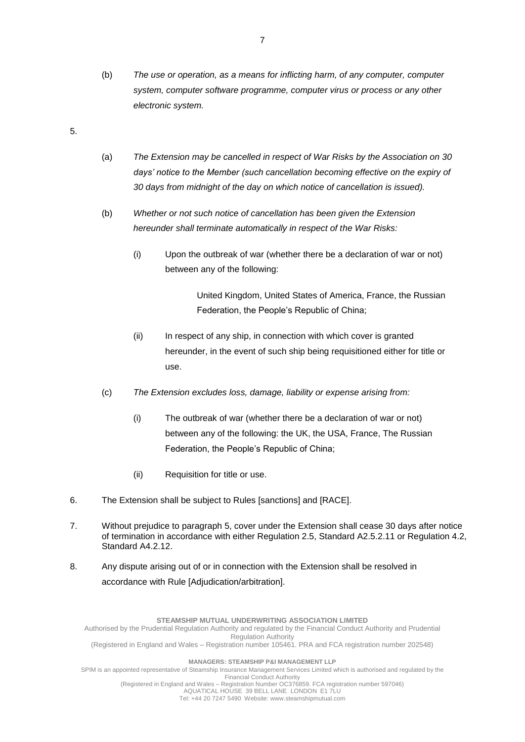(b) *The use or operation, as a means for inflicting harm, of any computer, computer system, computer software programme, computer virus or process or any other electronic system.*

5.

(a) *The Extension may be cancelled in respect of War Risks by the Association on 30 days' notice to the Member (such cancellation becoming effective on the expiry of 30 days from midnight of the day on which notice of cancellation is issued).*

(b) *Whether or not such notice of cancellation has been given the Extension hereunder shall terminate automatically in respect of the War Risks:*

(i) Upon the outbreak of war (whether there be a declaration of war or not) between any of the following:

United Kingdom, United States of America, France, the Russian Federation, the People's Republic of China;

(ii) In respect of any ship, in connection with which cover is granted hereunder, in the event of such ship being requisitioned either for title or use.

(c) *The Extension excludes loss, damage, liability or expense arising from:*

(i) The outbreak of war (whether there be a declaration of war or not) between any of the following: the UK, the USA, France, The Russian Federation, the People's Republic of China;

(ii) Requisition for title or use.

6. The Extension shall be subject to Rules [sanctions] and [RACE].

7. Without prejudice to paragraph 5, cover under the Extension shall cease 30 days after notice of termination in accordance with either Regulation 2.5, Standard A2.5.2.11 or Regulation 4.2, Standard A4.2.12.

8. Any dispute arising out of or in connection with the Extension shall be resolved in accordance with Rule [Adjudication/arbitration].

**STEAMSHIP MUTUAL UNDERWRITING ASSOCIATION LIMITED**
Authorised by the Prudential Regulation Authority and regulated by the Financial Conduct Authority and Prudential Regulation Authority
(Registered in England and Wales – Registration number 105461. PRA and FCA registration number 202548)

**MANAGERS: STEAMSHIP P&I MANAGEMENT LLP**
SPIM is an appointed representative of Steamship Insurance Management Services Limited which is authorised and regulated by the Financial Conduct Authority
(Registered in England and Wales – Registration Number OC376859. FCA registration number 597046)
AQUATICAL HOUSE 39 BELL LANE LONDON E1 7LU
Tel: +44 20 7247 5490 Website: www.steamshipmutual.com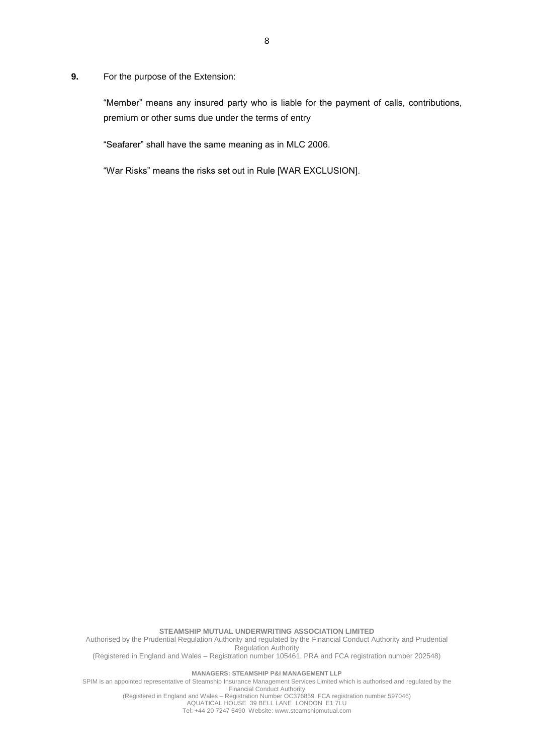**9.** For the purpose of the Extension:

"Member" means any insured party who is liable for the payment of calls, contributions, premium or other sums due under the terms of entry

"Seafarer" shall have the same meaning as in MLC 2006.

"War Risks" means the risks set out in Rule [WAR EXCLUSION].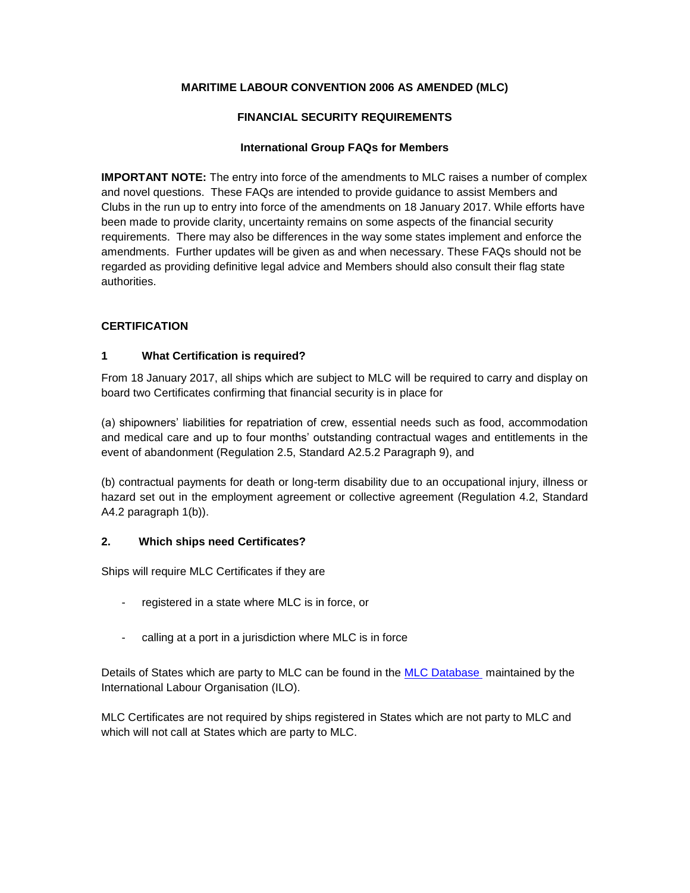**MARITIME LABOUR CONVENTION 2006 AS AMENDED (MLC)**

**FINANCIAL SECURITY REQUIREMENTS**

**International Group FAQs for Members**

**IMPORTANT NOTE:** The entry into force of the amendments to MLC raises a number of complex and novel questions. These FAQs are intended to provide guidance to assist Members and Clubs in the run up to entry into force of the amendments on 18 January 2017. While efforts have been made to provide clarity, uncertainty remains on some aspects of the financial security requirements. There may also be differences in the way some states implement and enforce the amendments. Further updates will be given as and when necessary. These FAQs should not be regarded as providing definitive legal advice and Members should also consult their flag state authorities.

## CERTIFICATION

### 1 What Certification is required?

From 18 January 2017, all ships which are subject to MLC will be required to carry and display on board two Certificates confirming that financial security is in place for

(a) shipowners' liabilities for repatriation of crew, essential needs such as food, accommodation and medical care and up to four months' outstanding contractual wages and entitlements in the event of abandonment (Regulation 2.5, Standard A2.5.2 Paragraph 9), and

(b) contractual payments for death or long-term disability due to an occupational injury, illness or hazard set out in the employment agreement or collective agreement (Regulation 4.2, Standard A4.2 paragraph 1(b)).

### 2. Which ships need Certificates?

Ships will require MLC Certificates if they are

- registered in a state where MLC is in force, or
- calling at a port in a jurisdiction where MLC is in force

Details of States which are party to MLC can be found in the [MLC Database] maintained by the International Labour Organisation (ILO).

MLC Certificates are not required by ships registered in States which are not party to MLC and which will not call at States which are party to MLC.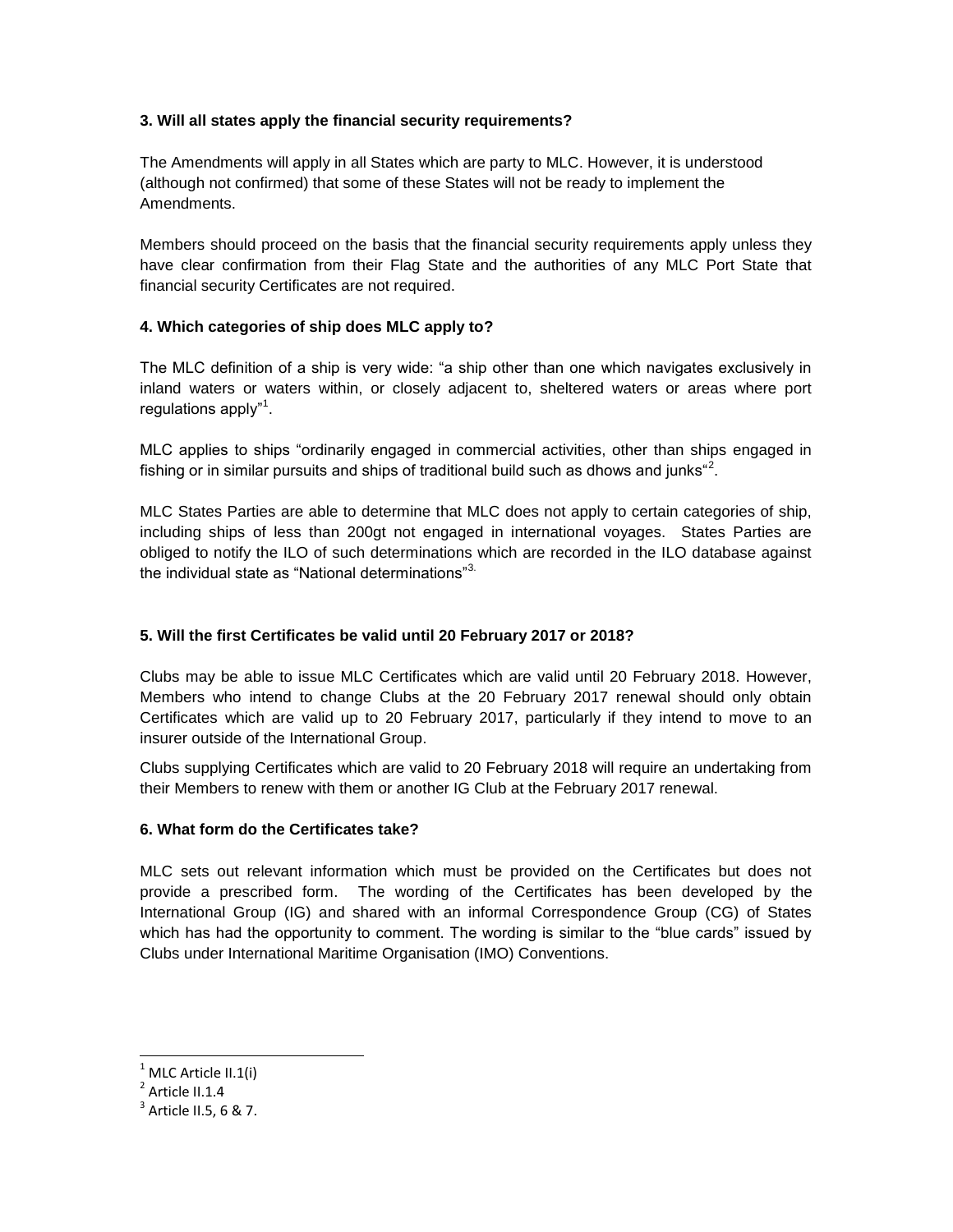**3. Will all states apply the financial security requirements?**

The Amendments will apply in all States which are party to MLC. However, it is understood (although not confirmed) that some of these States will not be ready to implement the Amendments.

Members should proceed on the basis that the financial security requirements apply unless they have clear confirmation from their Flag State and the authorities of any MLC Port State that financial security Certificates are not required.

**4. Which categories of ship does MLC apply to?**

The MLC definition of a ship is very wide: "a ship other than one which navigates exclusively in inland waters or waters within, or closely adjacent to, sheltered waters or areas where port regulations apply"[1].

MLC applies to ships "ordinarily engaged in commercial activities, other than ships engaged in fishing or in similar pursuits and ships of traditional build such as dhows and junks"[2].

MLC States Parties are able to determine that MLC does not apply to certain categories of ship, including ships of less than 200gt not engaged in international voyages. States Parties are obliged to notify the ILO of such determinations which are recorded in the ILO database against the individual state as "National determinations"[3].

**5. Will the first Certificates be valid until 20 February 2017 or 2018?**

Clubs may be able to issue MLC Certificates which are valid until 20 February 2018. However, Members who intend to change Clubs at the 20 February 2017 renewal should only obtain Certificates which are valid up to 20 February 2017, particularly if they intend to move to an insurer outside of the International Group.

Clubs supplying Certificates which are valid to 20 February 2018 will require an undertaking from their Members to renew with them or another IG Club at the February 2017 renewal.

**6. What form do the Certificates take?**

MLC sets out relevant information which must be provided on the Certificates but does not provide a prescribed form. The wording of the Certificates has been developed by the International Group (IG) and shared with an informal Correspondence Group (CG) of States which has had the opportunity to comment. The wording is similar to the "blue cards" issued by Clubs under International Maritime Organisation (IMO) Conventions.

---

[1] MLC Article II.1(i)

[2] Article II.1.4

[3] Article II.5, 6 & 7.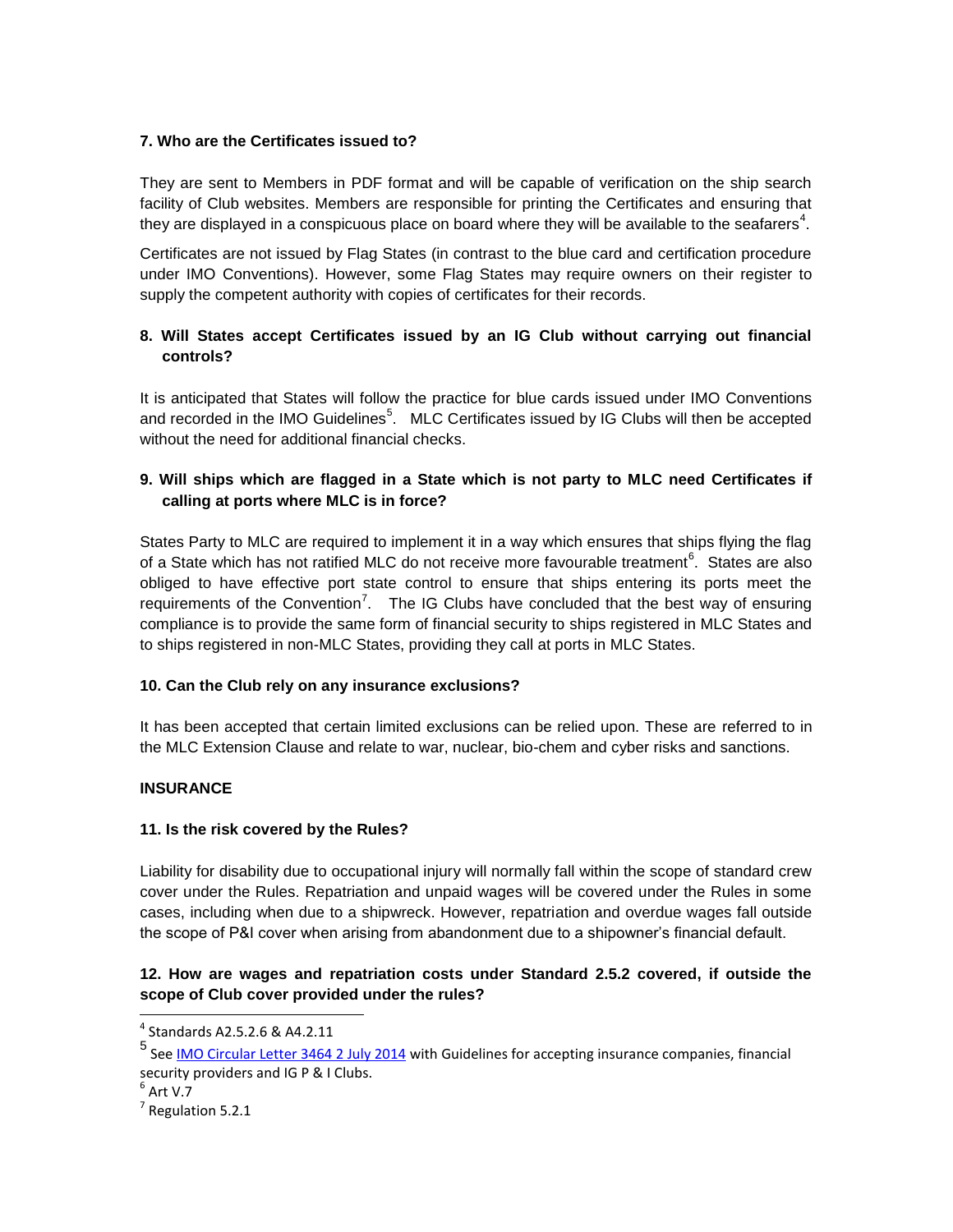**7. Who are the Certificates issued to?**

They are sent to Members in PDF format and will be capable of verification on the ship search facility of Club websites. Members are responsible for printing the Certificates and ensuring that they are displayed in a conspicuous place on board where they will be available to the seafarers[4].

Certificates are not issued by Flag States (in contrast to the blue card and certification procedure under IMO Conventions). However, some Flag States may require owners on their register to supply the competent authority with copies of certificates for their records.

**8. Will States accept Certificates issued by an IG Club without carrying out financial controls?**

It is anticipated that States will follow the practice for blue cards issued under IMO Conventions and recorded in the IMO Guidelines[5]. MLC Certificates issued by IG Clubs will then be accepted without the need for additional financial checks.

**9. Will ships which are flagged in a State which is not party to MLC need Certificates if calling at ports where MLC is in force?**

States Party to MLC are required to implement it in a way which ensures that ships flying the flag of a State which has not ratified MLC do not receive more favourable treatment[6]. States are also obliged to have effective port state control to ensure that ships entering its ports meet the requirements of the Convention[7]. The IG Clubs have concluded that the best way of ensuring compliance is to provide the same form of financial security to ships registered in MLC States and to ships registered in non-MLC States, providing they call at ports in MLC States.

**10. Can the Club rely on any insurance exclusions?**

It has been accepted that certain limited exclusions can be relied upon. These are referred to in the MLC Extension Clause and relate to war, nuclear, bio-chem and cyber risks and sanctions.

**INSURANCE**

**11. Is the risk covered by the Rules?**

Liability for disability due to occupational injury will normally fall within the scope of standard crew cover under the Rules. Repatriation and unpaid wages will be covered under the Rules in some cases, including when due to a shipwreck. However, repatriation and overdue wages fall outside the scope of P&I cover when arising from abandonment due to a shipowner's financial default.

**12. How are wages and repatriation costs under Standard 2.5.2 covered, if outside the scope of Club cover provided under the rules?**

---

[4] Standards A2.5.2.6 & A4.2.11

[5] See IMO Circular Letter 3464 2 July 2014 with Guidelines for accepting insurance companies, financial security providers and IG P & I Clubs.

[6] Art V.7

[7] Regulation 5.2.1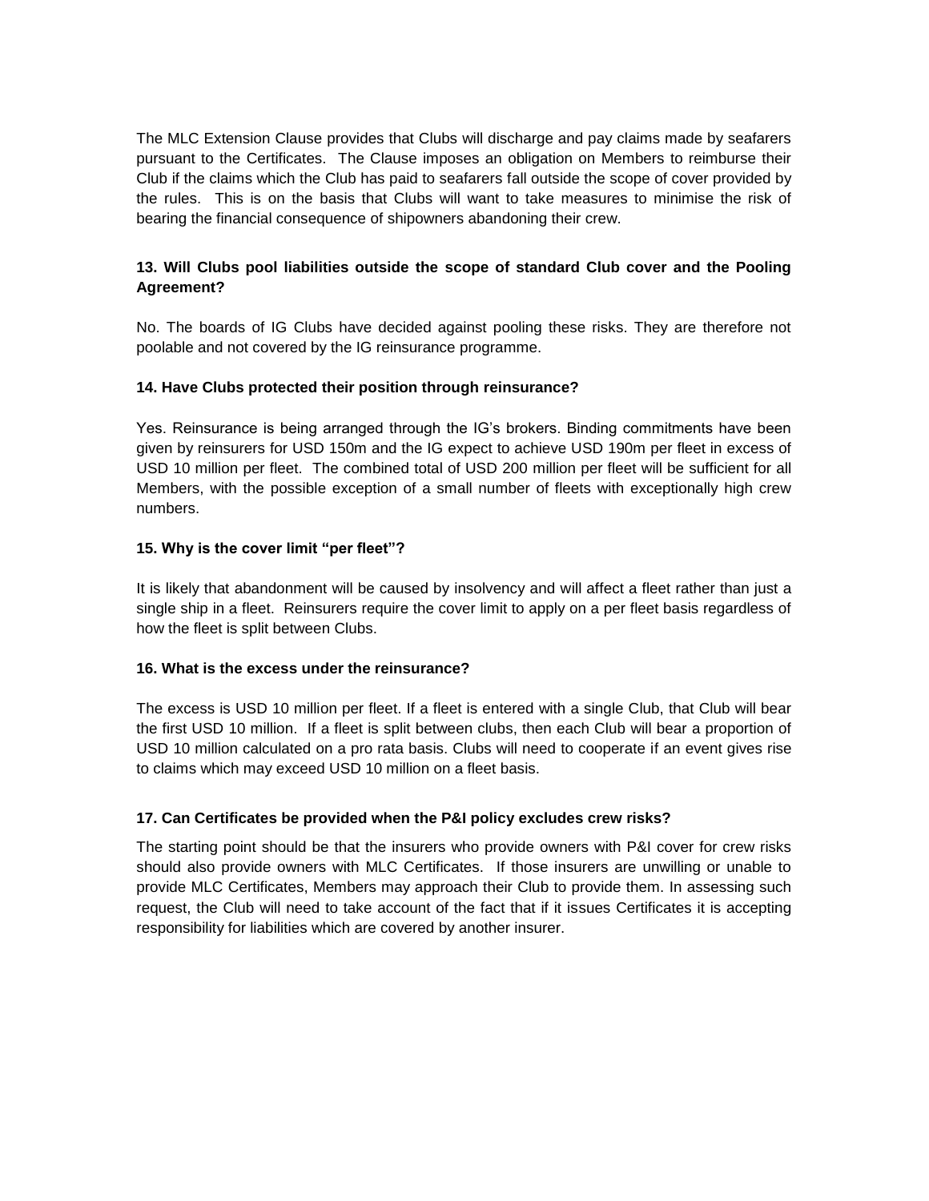The MLC Extension Clause provides that Clubs will discharge and pay claims made by seafarers pursuant to the Certificates. The Clause imposes an obligation on Members to reimburse their Club if the claims which the Club has paid to seafarers fall outside the scope of cover provided by the rules. This is on the basis that Clubs will want to take measures to minimise the risk of bearing the financial consequence of shipowners abandoning their crew.

**13. Will Clubs pool liabilities outside the scope of standard Club cover and the Pooling Agreement?**

No. The boards of IG Clubs have decided against pooling these risks. They are therefore not poolable and not covered by the IG reinsurance programme.

**14. Have Clubs protected their position through reinsurance?**

Yes. Reinsurance is being arranged through the IG's brokers. Binding commitments have been given by reinsurers for USD 150m and the IG expect to achieve USD 190m per fleet in excess of USD 10 million per fleet. The combined total of USD 200 million per fleet will be sufficient for all Members, with the possible exception of a small number of fleets with exceptionally high crew numbers.

**15. Why is the cover limit "per fleet"?**

It is likely that abandonment will be caused by insolvency and will affect a fleet rather than just a single ship in a fleet. Reinsurers require the cover limit to apply on a per fleet basis regardless of how the fleet is split between Clubs.

**16. What is the excess under the reinsurance?**

The excess is USD 10 million per fleet. If a fleet is entered with a single Club, that Club will bear the first USD 10 million. If a fleet is split between clubs, then each Club will bear a proportion of USD 10 million calculated on a pro rata basis. Clubs will need to cooperate if an event gives rise to claims which may exceed USD 10 million on a fleet basis.

**17. Can Certificates be provided when the P&I policy excludes crew risks?**

The starting point should be that the insurers who provide owners with P&I cover for crew risks should also provide owners with MLC Certificates. If those insurers are unwilling or unable to provide MLC Certificates, Members may approach their Club to provide them. In assessing such request, the Club will need to take account of the fact that if it issues Certificates it is accepting responsibility for liabilities which are covered by another insurer.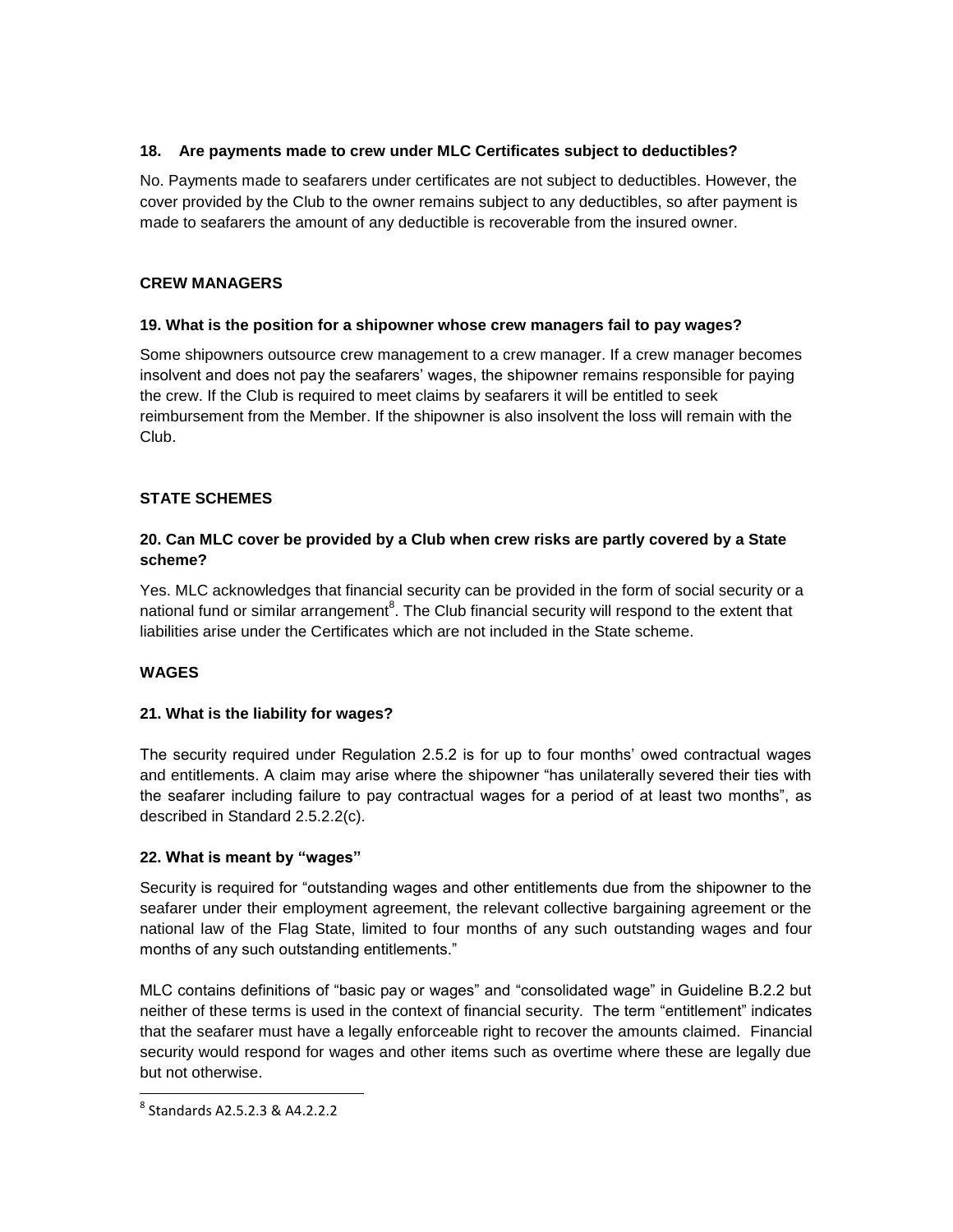**18. Are payments made to crew under MLC Certificates subject to deductibles?**

No. Payments made to seafarers under certificates are not subject to deductibles. However, the cover provided by the Club to the owner remains subject to any deductibles, so after payment is made to seafarers the amount of any deductible is recoverable from the insured owner.

## CREW MANAGERS

**19. What is the position for a shipowner whose crew managers fail to pay wages?**

Some shipowners outsource crew management to a crew manager. If a crew manager becomes insolvent and does not pay the seafarers' wages, the shipowner remains responsible for paying the crew. If the Club is required to meet claims by seafarers it will be entitled to seek reimbursement from the Member. If the shipowner is also insolvent the loss will remain with the Club.

## STATE SCHEMES

**20. Can MLC cover be provided by a Club when crew risks are partly covered by a State scheme?**

Yes. MLC acknowledges that financial security can be provided in the form of social security or a national fund or similar arrangement[8]. The Club financial security will respond to the extent that liabilities arise under the Certificates which are not included in the State scheme.

## WAGES

**21. What is the liability for wages?**

The security required under Regulation 2.5.2 is for up to four months' owed contractual wages and entitlements. A claim may arise where the shipowner "has unilaterally severed their ties with the seafarer including failure to pay contractual wages for a period of at least two months", as described in Standard 2.5.2.2(c).

**22. What is meant by "wages"**

Security is required for "outstanding wages and other entitlements due from the shipowner to the seafarer under their employment agreement, the relevant collective bargaining agreement or the national law of the Flag State, limited to four months of any such outstanding wages and four months of any such outstanding entitlements."

MLC contains definitions of "basic pay or wages" and "consolidated wage" in Guideline B.2.2 but neither of these terms is used in the context of financial security. The term "entitlement" indicates that the seafarer must have a legally enforceable right to recover the amounts claimed. Financial security would respond for wages and other items such as overtime where these are legally due but not otherwise.

[8] Standards A2.5.2.3 & A4.2.2.2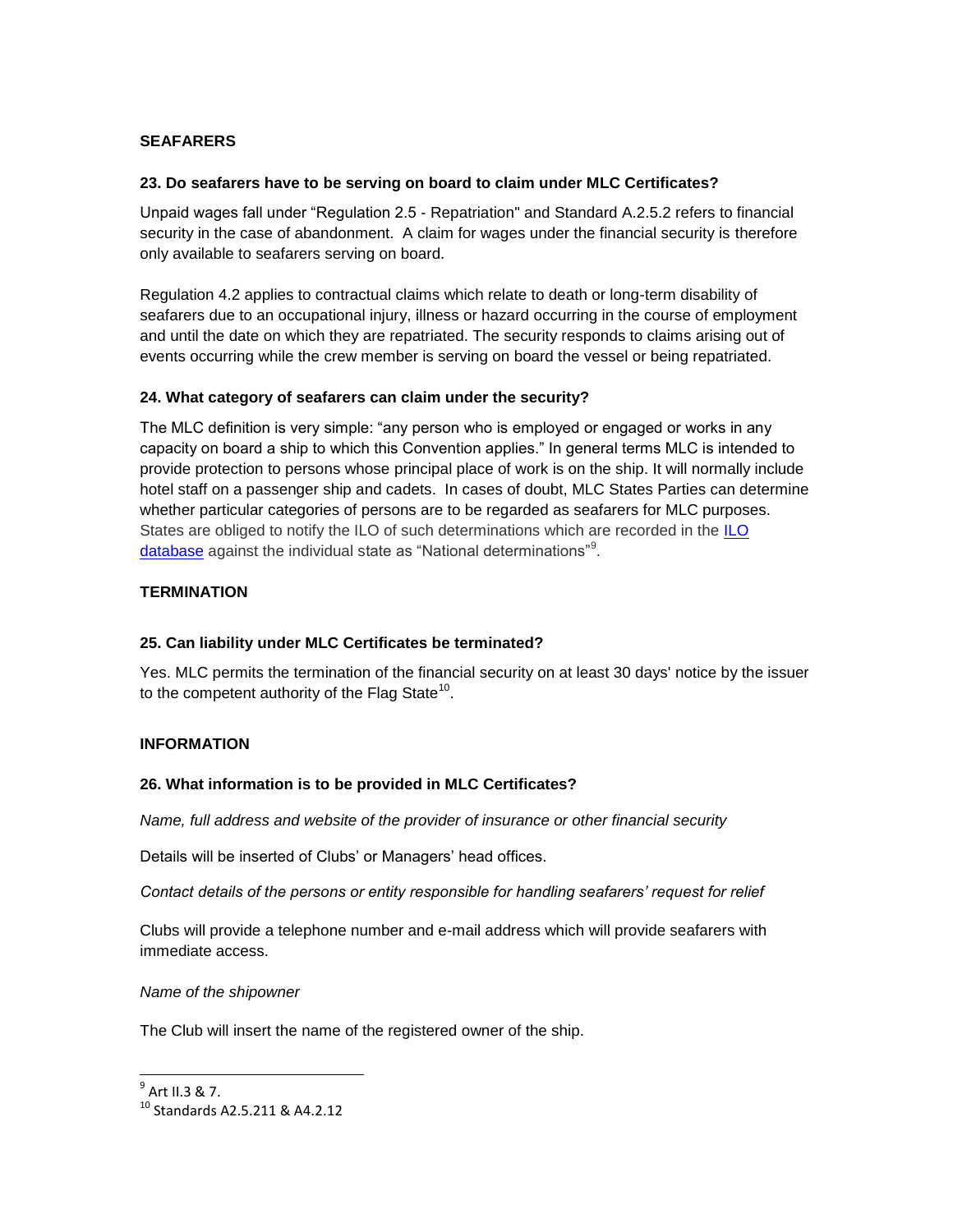## SEAFARERS

### 23. Do seafarers have to be serving on board to claim under MLC Certificates?

Unpaid wages fall under "Regulation 2.5 - Repatriation" and Standard A.2.5.2 refers to financial security in the case of abandonment. A claim for wages under the financial security is therefore only available to seafarers serving on board.

Regulation 4.2 applies to contractual claims which relate to death or long-term disability of seafarers due to an occupational injury, illness or hazard occurring in the course of employment and until the date on which they are repatriated. The security responds to claims arising out of events occurring while the crew member is serving on board the vessel or being repatriated.

### 24. What category of seafarers can claim under the security?

The MLC definition is very simple: "any person who is employed or engaged or works in any capacity on board a ship to which this Convention applies." In general terms MLC is intended to provide protection to persons whose principal place of work is on the ship. It will normally include hotel staff on a passenger ship and cadets. In cases of doubt, MLC States Parties can determine whether particular categories of persons are to be regarded as seafarers for MLC purposes. States are obliged to notify the ILO of such determinations which are recorded in the ILO database against the individual state as "National determinations"[9].

## TERMINATION

### 25. Can liability under MLC Certificates be terminated?

Yes. MLC permits the termination of the financial security on at least 30 days' notice by the issuer to the competent authority of the Flag State[10].

## INFORMATION

### 26. What information is to be provided in MLC Certificates?

*Name, full address and website of the provider of insurance or other financial security*

Details will be inserted of Clubs' or Managers' head offices.

*Contact details of the persons or entity responsible for handling seafarers' request for relief*

Clubs will provide a telephone number and e-mail address which will provide seafarers with immediate access.

*Name of the shipowner*

The Club will insert the name of the registered owner of the ship.

---

[9] Art II.3 & 7.

[10] Standards A2.5.211 & A4.2.12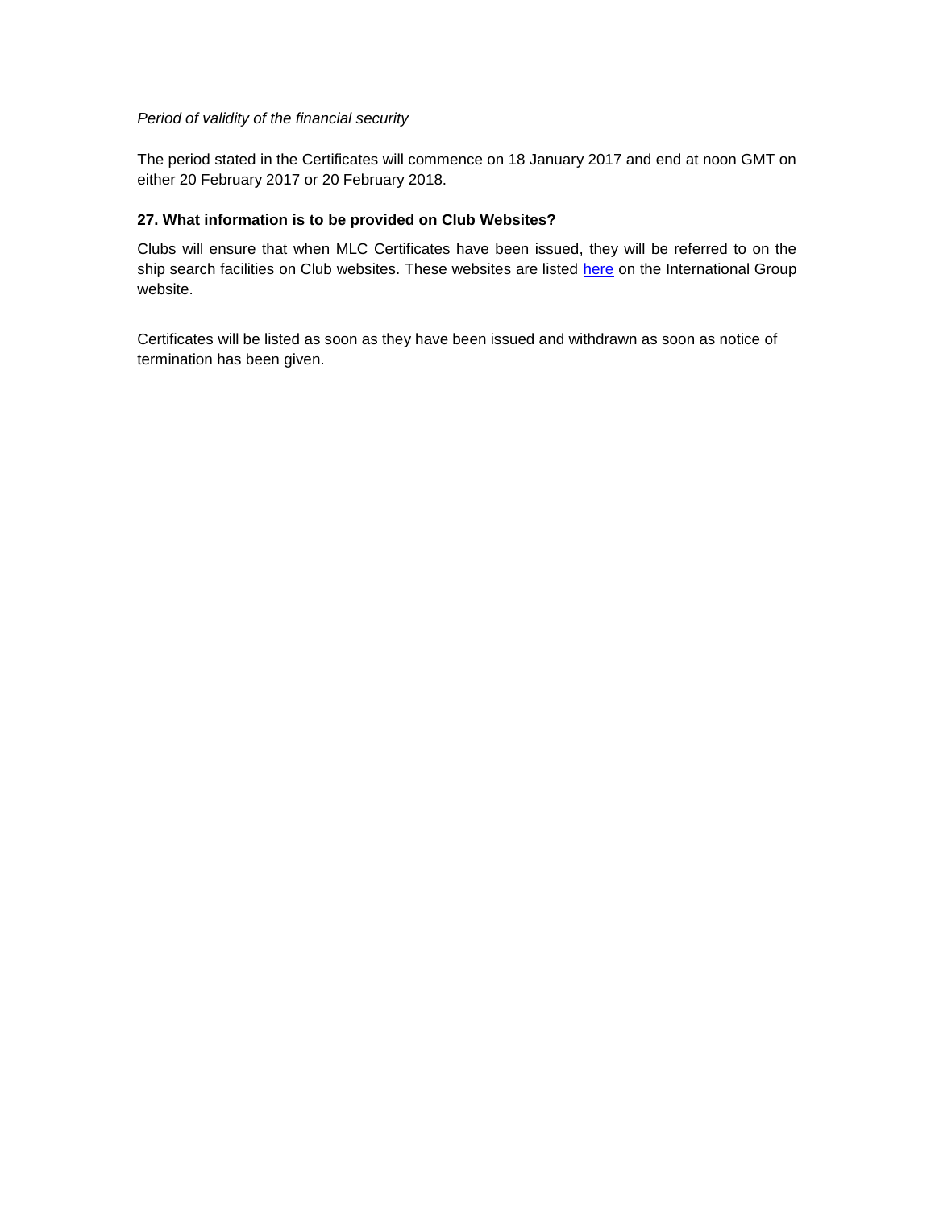*Period of validity of the financial security*

The period stated in the Certificates will commence on 18 January 2017 and end at noon GMT on either 20 February 2017 or 20 February 2018.

**27. What information is to be provided on Club Websites?**

Clubs will ensure that when MLC Certificates have been issued, they will be referred to on the ship search facilities on Club websites. These websites are listed here on the International Group website.

Certificates will be listed as soon as they have been issued and withdrawn as soon as notice of termination has been given.